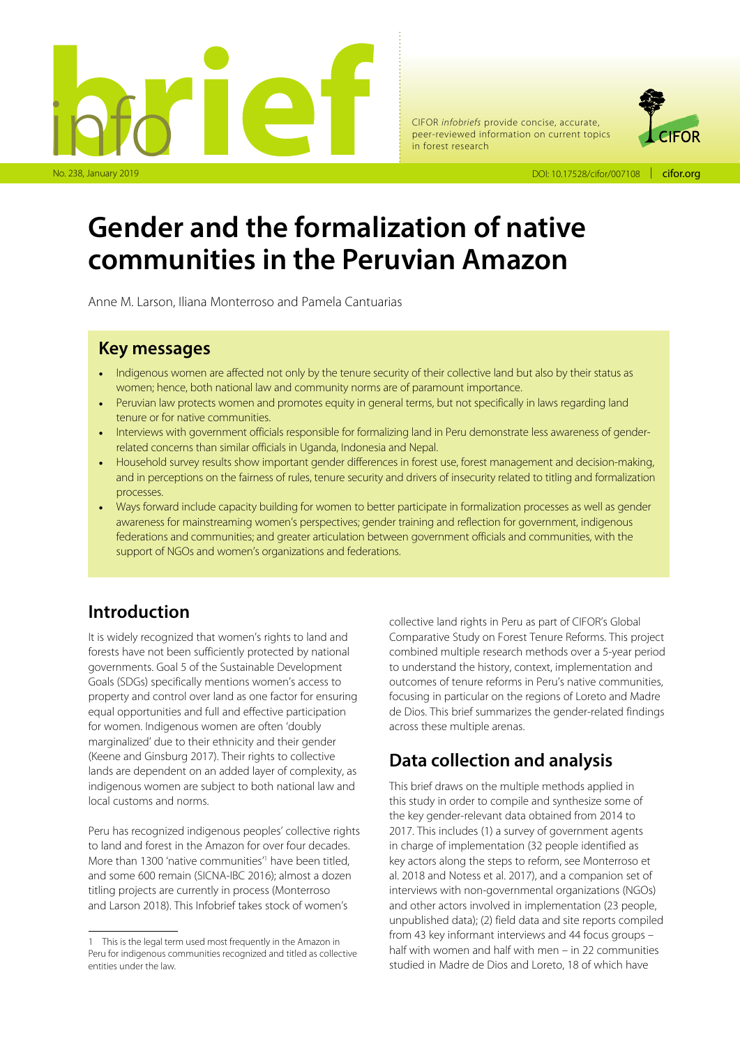# Gender and the formalization of native communities in the Peruvian Amazon

Anne M. Larson, Iliana Monterroso and Pamela Cantuarias

## Key messages

- Indigenous women are affected not only by the tenure security of their collective land but also by their status as women; hence, both national law and community norms are of paramount importance.
- Peruvian law protects women and promotes equity in general terms, but not specifically in laws regarding land tenure or for native communities.
- Interviews with government officials responsible for formalizing land in Peru demonstrate less awareness of gender-related concerns than similar officials in Uganda, Indonesia and Nepal.
- Household survey results show important gender differences in forest use, forest management and decision-making, and in perceptions on the fairness of rules, tenure security and drivers of insecurity related to titling and formalization processes.
- Ways forward include capacity building for women to better participate in formalization processes as well as gender awareness for mainstreaming women's perspectives; gender training and reflection for government, indigenous federations and communities; and greater articulation between government officials and communities, with the support of NGOs and women's organizations and federations.

## Introduction

It is widely recognized that women's rights to land and forests have not been sufficiently protected by national governments. Goal 5 of the Sustainable Development Goals (SDGs) specifically mentions women's access to property and control over land as one factor for ensuring equal opportunities and full and effective participation for women. Indigenous women are often 'doubly marginalized' due to their ethnicity and their gender (Keene and Ginsburg 2017). Their rights to collective lands are dependent on an added layer of complexity, as indigenous women are subject to both national law and local customs and norms.

Peru has recognized indigenous peoples' collective rights to land and forest in the Amazon for over four decades. More than 1300 'native communities'[1] have been titled, and some 600 remain (SICNA-IBC 2016); almost a dozen titling projects are currently in process (Monterroso and Larson 2018). This Infobrief takes stock of women's collective land rights in Peru as part of CIFOR's Global Comparative Study on Forest Tenure Reforms. This project combined multiple research methods over a 5-year period to understand the history, context, implementation and outcomes of tenure reforms in Peru's native communities, focusing in particular on the regions of Loreto and Madre de Dios. This brief summarizes the gender-related findings across these multiple arenas.

## Data collection and analysis

This brief draws on the multiple methods applied in this study in order to compile and synthesize some of the key gender-relevant data obtained from 2014 to 2017. This includes (1) a survey of government agents in charge of implementation (32 people identified as key actors along the steps to reform, see Monterroso et al. 2018 and Notess et al. 2017), and a companion set of interviews with non-governmental organizations (NGOs) and other actors involved in implementation (23 people, unpublished data); (2) field data and site reports compiled from 43 key informant interviews and 44 focus groups – half with women and half with men – in 22 communities studied in Madre de Dios and Loreto, 18 of which have

[1] This is the legal term used most frequently in the Amazon in Peru for indigenous communities recognized and titled as collective entities under the law.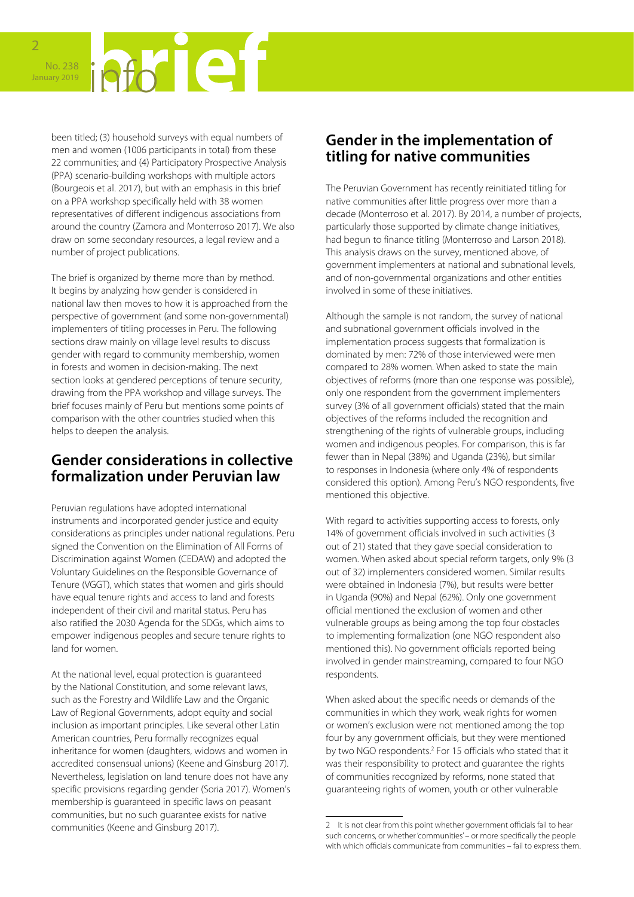been titled; (3) household surveys with equal numbers of men and women (1006 participants in total) from these 22 communities; and (4) Participatory Prospective Analysis (PPA) scenario-building workshops with multiple actors (Bourgeois et al. 2017), but with an emphasis in this brief on a PPA workshop specifically held with 38 women representatives of different indigenous associations from around the country (Zamora and Monterroso 2017). We also draw on some secondary resources, a legal review and a number of project publications.

The brief is organized by theme more than by method. It begins by analyzing how gender is considered in national law then moves to how it is approached from the perspective of government (and some non-governmental) implementers of titling processes in Peru. The following sections draw mainly on village level results to discuss gender with regard to community membership, women in forests and women in decision-making. The next section looks at gendered perceptions of tenure security, drawing from the PPA workshop and village surveys. The brief focuses mainly of Peru but mentions some points of comparison with the other countries studied when this helps to deepen the analysis.

## Gender considerations in collective formalization under Peruvian law

Peruvian regulations have adopted international instruments and incorporated gender justice and equity considerations as principles under national regulations. Peru signed the Convention on the Elimination of All Forms of Discrimination against Women (CEDAW) and adopted the Voluntary Guidelines on the Responsible Governance of Tenure (VGGT), which states that women and girls should have equal tenure rights and access to land and forests independent of their civil and marital status. Peru has also ratified the 2030 Agenda for the SDGs, which aims to empower indigenous peoples and secure tenure rights to land for women.

At the national level, equal protection is guaranteed by the National Constitution, and some relevant laws, such as the Forestry and Wildlife Law and the Organic Law of Regional Governments, adopt equity and social inclusion as important principles. Like several other Latin American countries, Peru formally recognizes equal inheritance for women (daughters, widows and women in accredited consensual unions) (Keene and Ginsburg 2017). Nevertheless, legislation on land tenure does not have any specific provisions regarding gender (Soria 2017). Women's membership is guaranteed in specific laws on peasant communities, but no such guarantee exists for native communities (Keene and Ginsburg 2017).

## Gender in the implementation of titling for native communities

The Peruvian Government has recently reinitiated titling for native communities after little progress over more than a decade (Monterroso et al. 2017). By 2014, a number of projects, particularly those supported by climate change initiatives, had begun to finance titling (Monterroso and Larson 2018). This analysis draws on the survey, mentioned above, of government implementers at national and subnational levels, and of non-governmental organizations and other entities involved in some of these initiatives.

Although the sample is not random, the survey of national and subnational government officials involved in the implementation process suggests that formalization is dominated by men: 72% of those interviewed were men compared to 28% women. When asked to state the main objectives of reforms (more than one response was possible), only one respondent from the government implementers survey (3% of all government officials) stated that the main objectives of the reforms included the recognition and strengthening of the rights of vulnerable groups, including women and indigenous peoples. For comparison, this is far fewer than in Nepal (38%) and Uganda (23%), but similar to responses in Indonesia (where only 4% of respondents considered this option). Among Peru's NGO respondents, five mentioned this objective.

With regard to activities supporting access to forests, only 14% of government officials involved in such activities (3 out of 21) stated that they gave special consideration to women. When asked about special reform targets, only 9% (3 out of 32) implementers considered women. Similar results were obtained in Indonesia (7%), but results were better in Uganda (90%) and Nepal (62%). Only one government official mentioned the exclusion of women and other vulnerable groups as being among the top four obstacles to implementing formalization (one NGO respondent also mentioned this). No government officials reported being involved in gender mainstreaming, compared to four NGO respondents.

When asked about the specific needs or demands of the communities in which they work, weak rights for women or women's exclusion were not mentioned among the top four by any government officials, but they were mentioned by two NGO respondents.[2] For 15 officials who stated that it was their responsibility to protect and guarantee the rights of communities recognized by reforms, none stated that guaranteeing rights of women, youth or other vulnerable

---

2 It is not clear from this point whether government officials fail to hear such concerns, or whether 'communities' – or more specifically the people with which officials communicate from communities – fail to express them.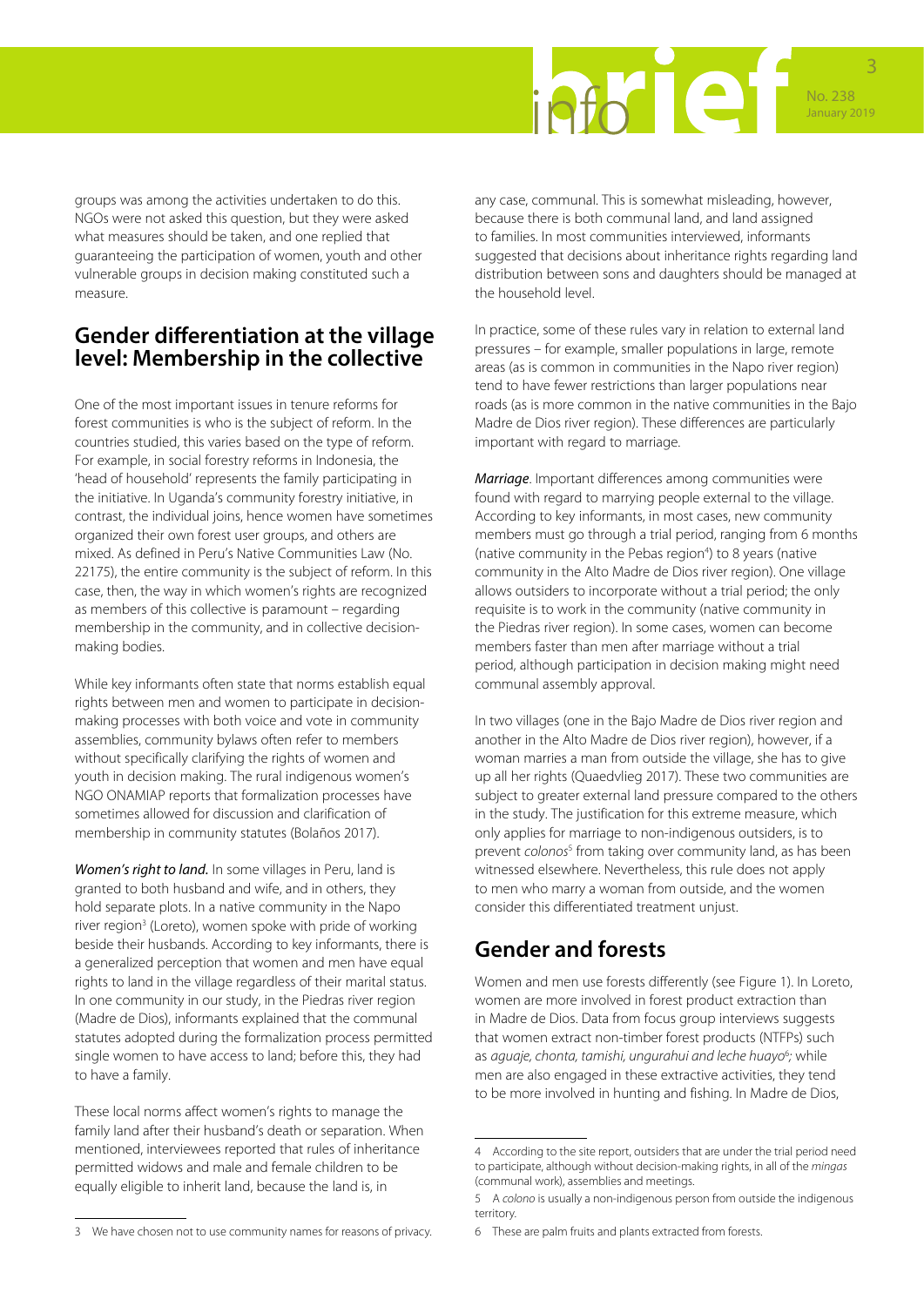groups was among the activities undertaken to do this. NGOs were not asked this question, but they were asked what measures should be taken, and one replied that guaranteeing the participation of women, youth and other vulnerable groups in decision making constituted such a measure.

## Gender differentiation at the village level: Membership in the collective

One of the most important issues in tenure reforms for forest communities is who is the subject of reform. In the countries studied, this varies based on the type of reform. For example, in social forestry reforms in Indonesia, the 'head of household' represents the family participating in the initiative. In Uganda's community forestry initiative, in contrast, the individual joins, hence women have sometimes organized their own forest user groups, and others are mixed. As defined in Peru's Native Communities Law (No. 22175), the entire community is the subject of reform. In this case, then, the way in which women's rights are recognized as members of this collective is paramount – regarding membership in the community, and in collective decision-making bodies.

While key informants often state that norms establish equal rights between men and women to participate in decision-making processes with both voice and vote in community assemblies, community bylaws often refer to members without specifically clarifying the rights of women and youth in decision making. The rural indigenous women's NGO ONAMIAP reports that formalization processes have sometimes allowed for discussion and clarification of membership in community statutes (Bolaños 2017).

***Women's right to land.*** In some villages in Peru, land is granted to both husband and wife, and in others, they hold separate plots. In a native community in the Napo river region[3] (Loreto), women spoke with pride of working beside their husbands. According to key informants, there is a generalized perception that women and men have equal rights to land in the village regardless of their marital status. In one community in our study, in the Piedras river region (Madre de Dios), informants explained that the communal statutes adopted during the formalization process permitted single women to have access to land; before this, they had to have a family.

These local norms affect women's rights to manage the family land after their husband's death. When mentioned, interviewees reported that rules of inheritance permitted widows and male and female children to be equally eligible to inherit land, because the land is, in any case, communal. This is somewhat misleading, however, because there is both communal land, and land assigned to families. In most communities interviewed, informants suggested that decisions about inheritance rights regarding land distribution between sons and daughters should be managed at the household level.

In practice, some of these rules vary in relation to external land pressures – for example, smaller populations in large, remote areas (as is common in communities in the Napo river region) tend to have fewer restrictions than larger populations near roads (as is more common in the native communities in the Bajo Madre de Dios river region). These differences are particularly important with regard to marriage.

***Marriage***. Important differences among communities were found with regard to marrying people external to the village. According to key informants, in most cases, new community members must go through a trial period, ranging from 6 months (native community in the Pebas region[4]) to 8 years (native community in the Alto Madre de Dios river region). One village allows outsiders to incorporate without a trial period; the only requisite is to work in the community (native community in the Piedras river region). In some cases, women can become members faster than men after marriage without a trial period, although participation in decision making might need communal assembly approval.

In two villages (one in the Bajo Madre de Dios river region and another in the Alto Madre de Dios river region), however, if a woman marries a man from outside the village, she has to give up all her rights (Quaedvlieg 2017). These two communities are subject to greater external land pressure compared to the others in the study. The justification for this extreme measure, which only applies for marriage to non-indigenous outsiders, is to prevent *colonos*[5] from taking over community land, as has been witnessed elsewhere. Nevertheless, this rule does not apply to men who marry a woman from outside, and the women consider this differentiated treatment unjust.

## Gender and forests

Women and men use forests differently (see Figure 1). In Loreto, women are more involved in forest product extraction than in Madre de Dios. Data from focus group interviews suggests that women extract non-timber forest products (NTFPs) such as *aguaje, chonta, tamishi, ungurahui and leche huayo*[6]; while men are also engaged in these extractive activities, they tend to be more involved in hunting and fishing. In Madre de Dios,

---

3 We have chosen not to use community names for reasons of privacy.

4 According to the site report, outsiders that are under the trial period need to participate, although without decision-making rights, in all of the *mingas* (communal work), assemblies and meetings.

5 A *colono* is usually a non-indigenous person from outside the indigenous territory.

6 These are palm fruits and plants extracted from forests.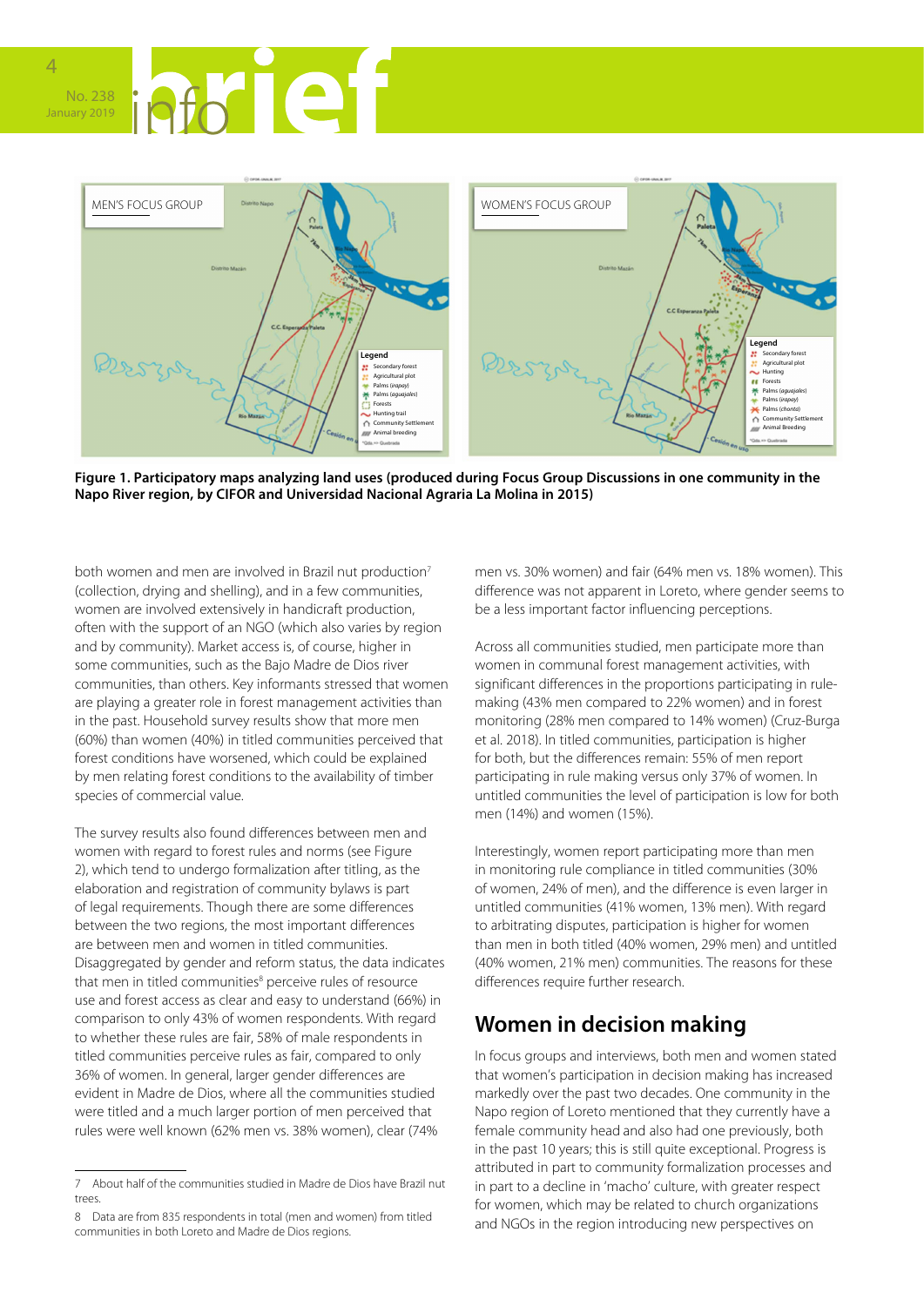**Figure 1. Participatory maps analyzing land uses (produced during Focus Group Discussions in one community in the Napo River region, by CIFOR and Universidad Nacional Agraria La Molina in 2015)**

both women and men are involved in Brazil nut production[7] (collection, drying and shelling), and in a few communities, women are involved extensively in handicraft production, often with the support of an NGO (which also varies by region and by community). Market access is, of course, higher in some communities, such as the Bajo Madre de Dios river communities, than others. Key informants stressed that women are playing a greater role in forest management activities than in the past. Household survey results show that more men (60%) than women (40%) in titled communities perceived that forest conditions have worsened, which could be explained by men relating forest conditions to the availability of timber species of commercial value.

The survey results also found differences between men and women with regard to forest rules and norms (see Figure 2), which tend to undergo formalization after titling, as the elaboration and registration of community bylaws is part of legal requirements. Though there are some differences between the two regions, the most important differences are between men and women in titled communities. Disaggregated by gender and reform status, the data indicates that men in titled communities[8] perceive rules of resource use and forest access as clear and easy to understand (66%) in comparison to only 43% of women respondents. With regard to whether these rules are fair, 58% of male respondents in titled communities perceive rules as fair, compared to only 36% of women. In general, larger gender differences are evident in Madre de Dios, where all the communities studied were titled and a much larger portion of men perceived that rules were well known (62% men vs. 38% women), clear (74% men vs. 30% women) and fair (64% men vs. 18% women). This difference was not apparent in Loreto, where gender seems to be a less important factor influencing perceptions.

Across all communities studied, men participate more than women in communal forest management activities, with significant differences in the proportions participating in rule-making (43% men compared to 22% women) and in forest monitoring (28% men compared to 14% women) (Cruz-Burga et al. 2018). In titled communities, participation is higher for both, but the differences remain: 55% of men report participating in rule making versus only 37% of women. In untitled communities the level of participation is low for both men (14%) and women (15%).

Interestingly, women report participating more than men in monitoring rule compliance in titled communities (30% of women, 24% of men), and the difference is even larger in untitled communities (41% women, 13% men). With regard to arbitrating disputes, participation is higher for women than men in both titled (40% women, 29% men) and untitled (40% women, 21% men) communities. The reasons for these differences require further research.

## Women in decision making

In focus groups and interviews, both men and women stated that women's participation in decision making has increased markedly over the past two decades. One community in the Napo region of Loreto mentioned that they currently have a female community head and also had one previously, both in the past 10 years; this is still quite exceptional. Progress is attributed in part to community formalization processes and in part to a decline in 'macho' culture, with greater respect for women, which may be related to church organizations and NGOs in the region introducing new perspectives on

---

7 About half of the communities studied in Madre de Dios have Brazil nut trees.

8 Data are from 835 respondents in total (men and women) from titled communities in both Loreto and Madre de Dios regions.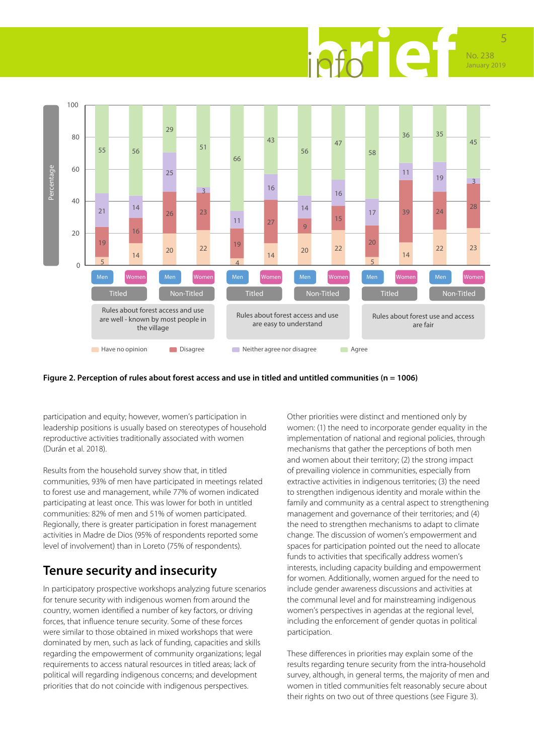| Statement | Tenure | Gender | Have no opinion | Disagree | Neither agree nor disagree | Agree |
|---|---|---|---|---|---|---|
| Rules about forest access and use are well - known by most people in the village | Titled | Men | 5 | 19 | 21 | 55 |
| | | Women | 14 | 16 | 14 | 56 |
| | Non-Titled | Men | 20 | 26 | 25 | 29 |
| | | Women | 22 | 23 | 3 | 51 |
| Rules about forest access and use are easy to understand | Titled | Men | 4 | 19 | 11 | 66 |
| | | Women | 14 | 27 | 16 | 43 |
| | Non-Titled | Men | 20 | 9 | 14 | 56 |
| | | Women | 22 | 15 | 16 | 47 |
| Rules about forest use and access are fair | Titled | Men | 5 | 20 | 17 | 58 |
| | | Women | 14 | 39 | 11 | 36 |
| | Non-Titled | Men | 22 | 24 | 19 | 35 |
| | | Women | 23 | 28 | 3 | 45 |

Percentage

**Figure 2. Perception of rules about forest access and use in titled and untitled communities (n = 1006)**

participation and equity; however, women's participation in leadership positions is usually based on stereotypes of household reproductive activities traditionally associated with women (Durán et al. 2018).

Results from the household survey show that, in titled communities, 93% of men have participated in meetings related to forest use and management, while 77% of women indicated participating at least once. This was lower for both in untitled communities: 82% of men and 51% of women participated. Regionally, there is greater participation in forest management activities in Madre de Dios (95% of respondents reported some level of involvement) than in Loreto (75% of respondents).

## Tenure security and insecurity

In participatory prospective workshops analyzing future scenarios for tenure security with indigenous women from around the country, women identified a number of key factors, or driving forces, that influence tenure security. Some of these forces were similar to those obtained in mixed workshops that were dominated by men, such as lack of funding, capacities and skills regarding the empowerment of community organizations; legal requirements to access natural resources in titled areas; lack of political will regarding indigenous concerns; and development priorities that do not coincide with indigenous perspectives.

Other priorities were distinct and mentioned only by women: (1) the need to incorporate gender equality in the implementation of national and regional policies, through mechanisms that gather the perceptions of both men and women about their territory; (2) the strong impact of prevailing violence in communities, especially from extractive activities in indigenous territories; (3) the need to strengthen indigenous identity and morale within the family and community as a central aspect to strengthening management and governance of their territories; and (4) the need to strengthen mechanisms to adapt to climate change. The discussion of women's empowerment and spaces for participation pointed out the need to allocate funds to activities that specifically address women's interests, including capacity building and empowerment for women. Additionally, women argued for the need to include gender awareness discussions and activities at the communal level and for mainstreaming indigenous women's perspectives in agendas at the regional level, including the enforcement of gender quotas in political participation.

These differences in priorities may explain some of the results regarding tenure security from the intra-household survey, although, in general terms, the majority of men and women in titled communities felt reasonably secure about their rights on two out of three questions (see Figure 3).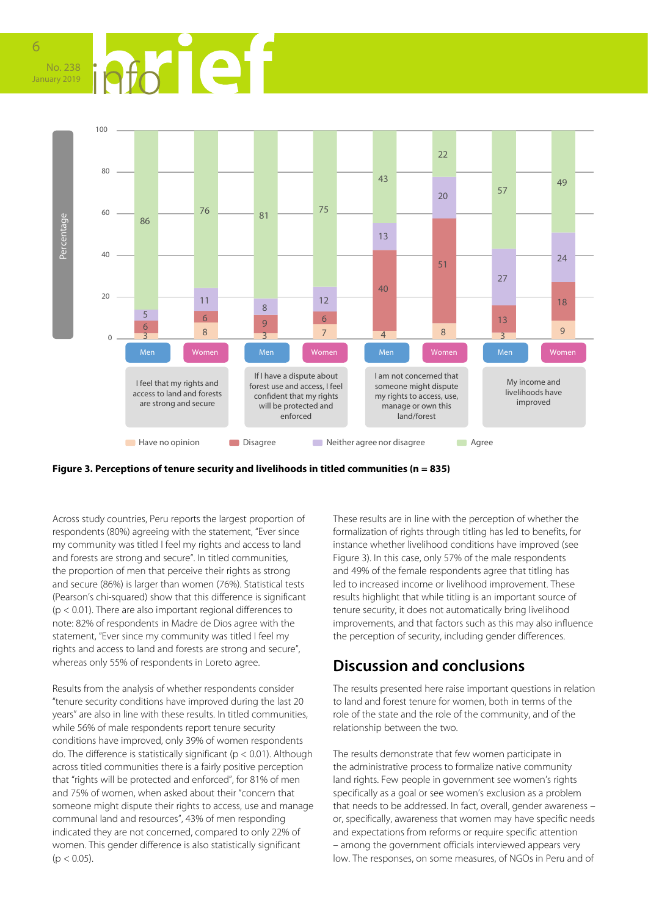| Statement | Group | Have no opinion | Disagree | Neither agree nor disagree | Agree |
|---|---|---|---|---|---|
| I feel that my rights and access to land and forests are strong and secure | Men | 3 | 6 | 5 | 86 |
| | Women | 8 | 6 | 11 | 76 |
| If I have a dispute about forest use and access, I feel confident that my rights will be protected and enforced | Men | 3 | 9 | 8 | 81 |
| | Women | 7 | 6 | 12 | 75 |
| I am not concerned that someone might dispute my rights to access, use, manage or own this land/forest | Men | 4 | 40 | 13 | 43 |
| | Women | 8 | 51 | 20 | 22 |
| My income and livelihoods have improved | Men | 3 | 13 | 27 | 57 |
| | Women | 9 | 18 | 24 | 49 |

**Figure 3. Perceptions of tenure security and livelihoods in titled communities (n = 835)**

Across study countries, Peru reports the largest proportion of respondents (80%) agreeing with the statement, "Ever since my community was titled I feel my rights and access to land and forests are strong and secure". In titled communities, the proportion of men that perceive their rights as strong and secure (86%) is larger than women (76%). Statistical tests (Pearson's chi-squared) show that this difference is significant ($p < 0.01$). There are also important regional differences to note: 82% of respondents in Madre de Dios agree with the statement, "Ever since my community was titled I feel my rights and access to land and forests are strong and secure", whereas only 55% of respondents in Loreto agree.

Results from the analysis of whether respondents consider "tenure security conditions have improved during the last 20 years" are also in line with these results. In titled communities, while 56% of male respondents report tenure security conditions have improved, only 39% of women respondents do. The difference is statistically significant ($p < 0.01$). Although across titled communities there is a fairly positive perception that "rights will be protected and enforced", for 81% of men and 75% of women, when asked about their "concern that someone might dispute their rights to access, use and manage communal land and resources", 43% of men responding indicated they are not concerned, compared to only 22% of women. This gender difference is also statistically significant ($p < 0.05$).

These results are in line with the perception of whether the formalization of rights through titling has led to benefits, for instance whether livelihood conditions have improved (see Figure 3). In this case, only 57% of the male respondents and 49% of the female respondents agree that titling has led to increased income or livelihood improvement. These results highlight that while titling is an important source of tenure security, it does not automatically bring livelihood improvements, and that factors such as this may also influence the perception of security, including gender differences.

## Discussion and conclusions

The results presented here raise important questions in relation to land and forest tenure for women, both in terms of the role of the state and the role of the community, and of the relationship between the two.

The results demonstrate that few women participate in the administrative process to formalize native community land rights. Few people in government see women's rights specifically as a goal or see women's exclusion as a problem that needs to be addressed. In fact, overall, gender awareness – or, specifically, awareness that women may have specific needs and expectations from reforms or require specific attention – among the government officials interviewed appears very low. The responses, on some measures, of NGOs in Peru and of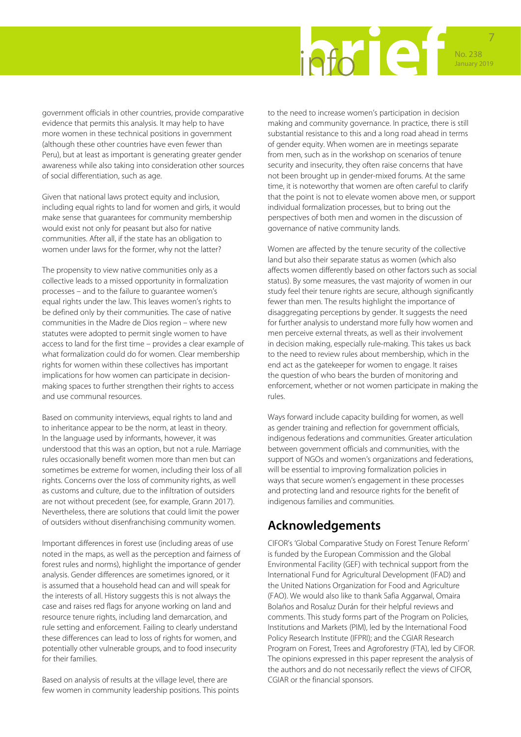government officials in other countries, provide comparative evidence that permits this analysis. It may help to have more women in these technical positions in government (although these other countries have even fewer than Peru), but at least as important is generating greater gender awareness while also taking into consideration other sources of social differentiation, such as age.

Given that national laws protect equity and inclusion, including equal rights to land for women and girls, it would make sense that guarantees for community membership would exist not only for peasant but also for native communities. After all, if the state has an obligation to women under laws for the former, why not the latter?

The propensity to view native communities only as a collective leads to a missed opportunity in formalization processes – and to the failure to guarantee women's equal rights under the law. This leaves women's rights to be defined only by their communities. The case of native communities in the Madre de Dios region – where new statutes were adopted to permit single women to have access to land for the first time – provides a clear example of what formalization could do for women. Clear membership rights for women within these collectives has important implications for how women can participate in decision-making spaces to further strengthen their rights to access and use communal resources.

Based on community interviews, equal rights to land and to inheritance appear to be the norm, at least in theory. In the language used by informants, however, it was understood that this was an option, but not a rule. Marriage rules occasionally benefit women more than men but can sometimes be extreme for women, including their loss of all rights. Concerns over the loss of community rights, as well as customs and culture, due to the infiltration of outsiders are not without precedent (see, for example, Grann 2017). Nevertheless, there are solutions that could limit the power of outsiders without disenfranchising community women.

Important differences in forest use (including areas of use noted in the maps, as well as the perception and fairness of forest rules and norms), highlight the importance of gender analysis. Gender differences are sometimes ignored, or it is assumed that a household head can and will speak for the interests of all. History suggests this is not always the case and raises red flags for anyone working on land and resource tenure rights, including land demarcation, and rule setting and enforcement. Failing to clearly understand these differences can lead to loss of rights for women, and potentially other vulnerable groups, and to food insecurity for their families.

Based on analysis of results at the village level, there are few women in community leadership positions. This points to the need to increase women's participation in decision making and community governance. In practice, there is still substantial resistance to this and a long road ahead in terms of gender equity. When women are in meetings separate from men, such as in the workshop on scenarios of tenure security and insecurity, they often raise concerns that have not been brought up in gender-mixed forums. At the same time, it is noteworthy that women are often careful to clarify that the point is not to elevate women above men, or support individual formalization processes, but to bring out the perspectives of both men and women in the discussion of governance of native community lands.

Women are affected by the tenure security of the collective land but also their separate status as women (which also affects women differently based on other factors such as social status). By some measures, the vast majority of women in our study feel their tenure rights are secure, although significantly fewer than men. The results highlight the importance of disaggregating perceptions by gender. It suggests the need for further analysis to understand more fully how women and men perceive external threats, as well as their involvement in decision making, especially rule-making. This takes us back to the need to review rules about membership, which in the end act as the gatekeeper for women to engage. It raises the question of who bears the burden of monitoring and enforcement, whether or not women participate in making the rules.

Ways forward include capacity building for women, as well as gender training and reflection for government officials, indigenous federations and communities. Greater articulation between government officials and communities, with the support of NGOs and women's organizations and federations, will be essential to improving formalization policies in ways that secure women's engagement in these processes and protecting land and resource rights for the benefit of indigenous families and communities.

## Acknowledgements

CIFOR's 'Global Comparative Study on Forest Tenure Reform' is funded by the European Commission and the Global Environmental Facility (GEF) with technical support from the International Fund for Agricultural Development (IFAD) and the United Nations Organization for Food and Agriculture (FAO). We would also like to thank Safia Aggarwal, Omaira Bolaños and Rosaluz Durán for their helpful reviews and comments. This study forms part of the Program on Policies, Institutions and Markets (PIM), led by the International Food Policy Research Institute (IFPRI); and the CGIAR Research Program on Forest, Trees and Agroforestry (FTA), led by CIFOR. The opinions expressed in this paper represent the analysis of the authors and do not necessarily reflect the views of CIFOR, CGIAR or the financial sponsors.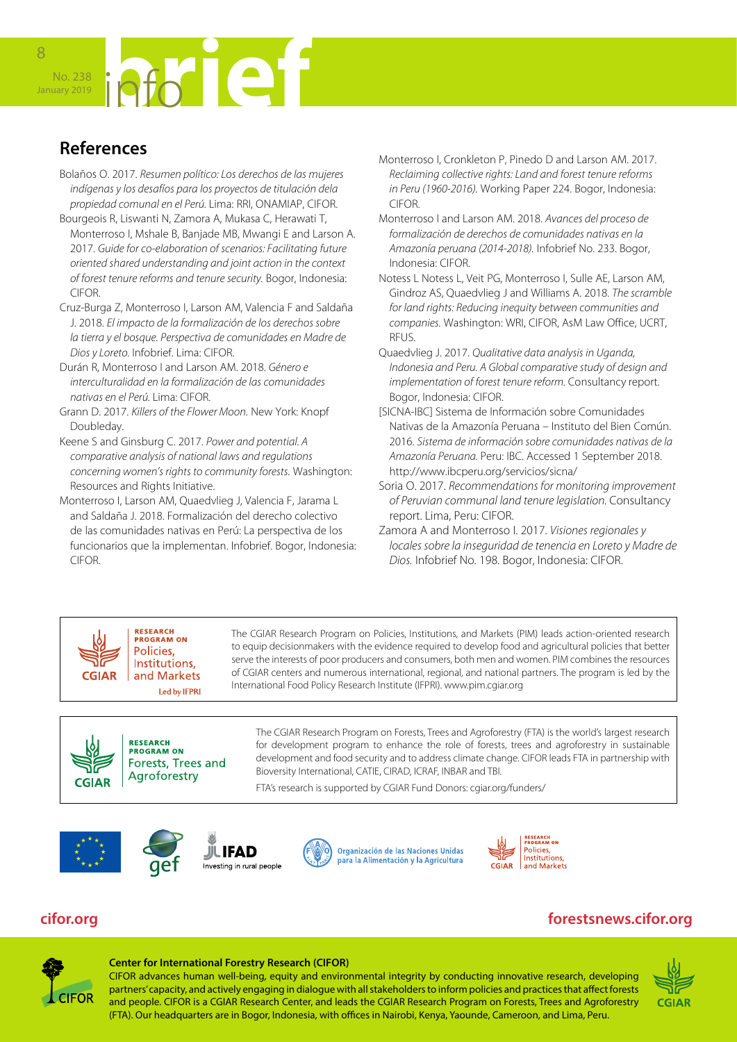## References

Bolaños O. 2017. *Resumen político: Los derechos de las mujeres indígenas y los desafíos para los proyectos de titulación dela propiedad comunal en el Perú.* Lima: RRI, ONAMIAP, CIFOR.

Bourgeois R, Liswanti N, Zamora A, Mukasa C, Herawati T, Monterroso I, Mshale B, Banjade MB, Mwangi E and Larson A. 2017. *Guide for co-elaboration of scenarios: Facilitating future oriented shared understanding and joint action in the context of forest tenure reforms and tenure security.* Bogor, Indonesia: CIFOR.

Cruz-Burga Z, Monterroso I, Larson AM, Valencia F and Saldaña J. 2018. *El impacto de la formalización de los derechos sobre la tierra y el bosque. Perspectiva de comunidades en Madre de Dios y Loreto.* Infobrief. Lima: CIFOR.

Durán R, Monterroso I and Larson AM. 2018. *Género e interculturalidad en la formalización de las comunidades nativas en el Perú.* Lima: CIFOR.

Grann D. 2017. *Killers of the Flower Moon.* New York: Knopf Doubleday.

Keene S and Ginsburg C. 2017. *Power and potential. A comparative analysis of national laws and regulations concerning women's rights to community forests.* Washington: Resources and Rights Initiative.

Monterroso I, Larson AM, Quaedvlieg J, Valencia F, Jarama L and Saldaña J. 2018. Formalización del derecho colectivo de las comunidades nativas en Perú: La perspectiva de los funcionarios que la implementan. Infobrief. Bogor, Indonesia: CIFOR.

Monterroso I, Cronkleton P, Pinedo D and Larson AM. 2017. *Reclaiming collective rights: Land and forest tenure reforms in Peru (1960-2016).* Working Paper 224. Bogor, Indonesia: CIFOR.

Monterroso I and Larson AM. 2018. *Avances del proceso de formalización de derechos de comunidades nativas en la Amazonía peruana (2014-2018).* Infobrief No. 233. Bogor, Indonesia: CIFOR.

Notess L Notess L, Veit PG, Monterroso I, Sulle AE, Larson AM, Gindroz AS, Quaedvlieg J and Williams A. 2018. *The scramble for land rights: Reducing inequity between communities and companies.* Washington: WRI, CIFOR, AsM Law Office, UCRT, RFUS.

Quaedvlieg J. 2017. *Qualitative data analysis in Uganda, Indonesia and Peru. A Global comparative study of design and implementation of forest tenure reform.* Consultancy report. Bogor, Indonesia: CIFOR.

[SICNA-IBC] Sistema de Información sobre Comunidades Nativas de la Amazonía Peruana – Instituto del Bien Común. 2016. *Sistema de información sobre comunidades nativas de la Amazonía Peruana.* Peru: IBC. Accessed 1 September 2018. http://www.ibcperu.org/servicios/sicna/

Soria O. 2017. *Recommendations for monitoring improvement of Peruvian communal land tenure legislation.* Consultancy report. Lima, Peru: CIFOR.

Zamora A and Monterroso I. 2017. *Visiones regionales y locales sobre la inseguridad de tenencia en Loreto y Madre de Dios.* Infobrief No. 198. Bogor, Indonesia: CIFOR.

**RESEARCH PROGRAM ON Policies, Institutions, and Markets** — Led by IFPRI

The CGIAR Research Program on Policies, Institutions, and Markets (PIM) leads action-oriented research to equip decisionmakers with the evidence required to develop food and agricultural policies that better serve the interests of poor producers and consumers, both men and women. PIM combines the resources of CGIAR centers and numerous international, regional, and national partners. The program is led by the International Food Policy Research Institute (IFPRI). www.pim.cgiar.org

**RESEARCH PROGRAM ON Forests, Trees and Agroforestry**

The CGIAR Research Program on Forests, Trees and Agroforestry (FTA) is the world's largest research for development program to enhance the role of forests, trees and agroforestry in sustainable development and food security and to address climate change. CIFOR leads FTA in partnership with Bioversity International, CATIE, CIRAD, ICRAF, INBAR and TBI.

FTA's research is supported by CGIAR Fund Donors: cgiar.org/funders/

IFAD Investing in rural people

Organización de las Naciones Unidas para la Alimentación y la Agricultura

**cifor.org** | **forestsnews.cifor.org**

**Center for International Forestry Research (CIFOR)**

CIFOR advances human well-being, equity and environmental integrity by conducting innovative research, developing partners' capacity, and actively engaging in dialogue with all stakeholders to inform policies and practices that affect forests and people. CIFOR is a CGIAR Research Center, and leads the CGIAR Research Program on Forests, Trees and Agroforestry (FTA). Our headquarters are in Bogor, Indonesia, with offices in Nairobi, Kenya, Yaounde, Cameroon, and Lima, Peru.